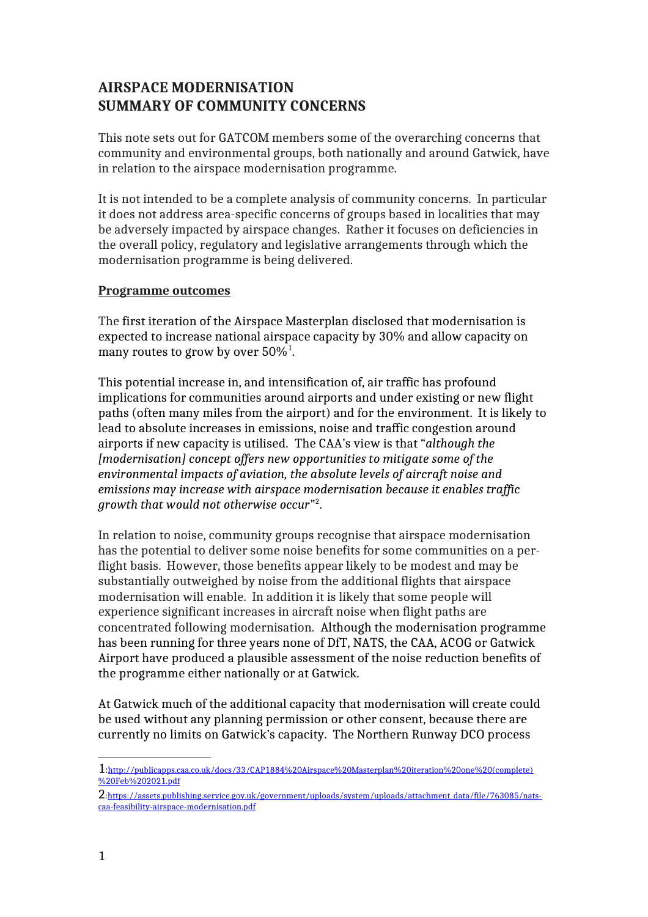# AIRSPACE MODERNISATION
# SUMMARY OF COMMUNITY CONCERNS

This note sets out for GATCOM members some of the overarching concerns that community and environmental groups, both nationally and around Gatwick, have in relation to the airspace modernisation programme.

It is not intended to be a complete analysis of community concerns. In particular it does not address area-specific concerns of groups based in localities that may be adversely impacted by airspace changes. Rather it focuses on deficiencies in the overall policy, regulatory and legislative arrangements through which the modernisation programme is being delivered.

## Programme outcomes

The first iteration of the Airspace Masterplan disclosed that modernisation is expected to increase national airspace capacity by 30% and allow capacity on many routes to grow by over 50%[1].

This potential increase in, and intensification of, air traffic has profound implications for communities around airports and under existing or new flight paths (often many miles from the airport) and for the environment. It is likely to lead to absolute increases in emissions, noise and traffic congestion around airports if new capacity is utilised. The CAA's view is that "*although the [modernisation] concept offers new opportunities to mitigate some of the environmental impacts of aviation, the absolute levels of aircraft noise and emissions may increase with airspace modernisation because it enables traffic growth that would not otherwise occur*"[2].

In relation to noise, community groups recognise that airspace modernisation has the potential to deliver some noise benefits for some communities on a per-flight basis. However, those benefits appear likely to be modest and may be substantially outweighed by noise from the additional flights that airspace modernisation will enable. In addition it is likely that some people will experience significant increases in aircraft noise when flight paths are concentrated following modernisation. Although the modernisation programme has been running for three years none of DfT, NATS, the CAA, ACOG or Gatwick Airport have produced a plausible assessment of the noise reduction benefits of the programme either nationally or at Gatwick.

At Gatwick much of the additional capacity that modernisation will create could be used without any planning permission or other consent, because there are currently no limits on Gatwick's capacity. The Northern Runway DCO process

---

1: http://publicapps.caa.co.uk/docs/33/CAP1884%20Airspace%20Masterplan%20iteration%20one%20(complete)%20Feb%202021.pdf

2: https://assets.publishing.service.gov.uk/government/uploads/system/uploads/attachment_data/file/763085/nats-caa-feasibility-airspace-modernisation.pdf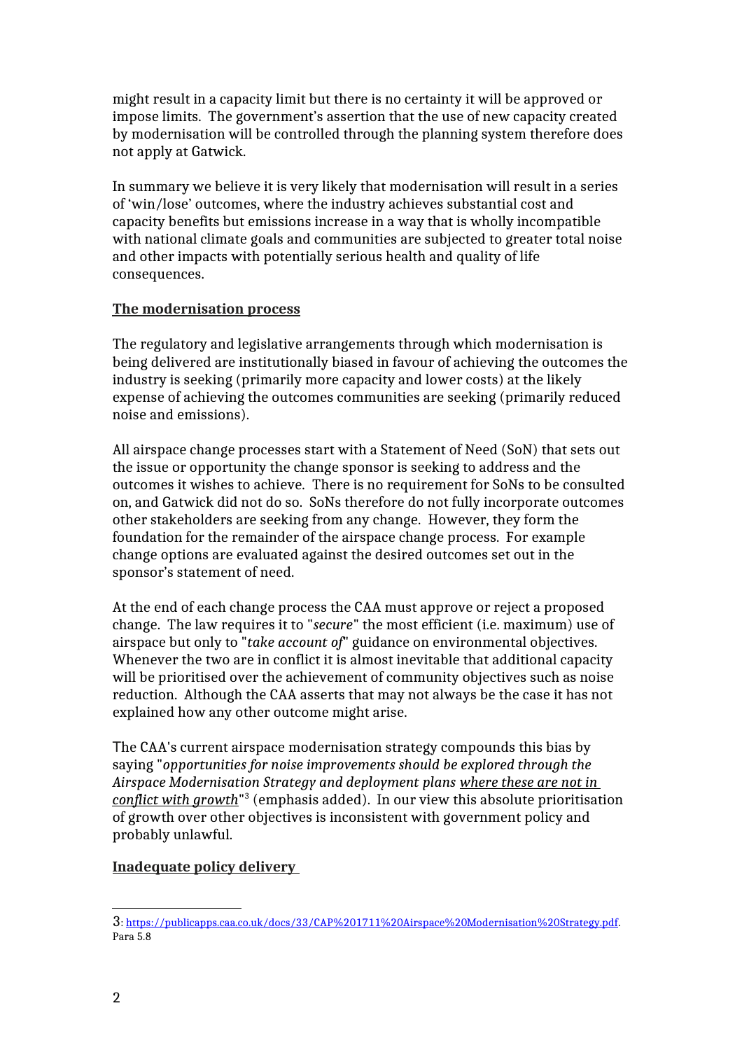might result in a capacity limit but there is no certainty it will be approved or impose limits. The government's assertion that the use of new capacity created by modernisation will be controlled through the planning system therefore does not apply at Gatwick.

In summary we believe it is very likely that modernisation will result in a series of 'win/lose' outcomes, where the industry achieves substantial cost and capacity benefits but emissions increase in a way that is wholly incompatible with national climate goals and communities are subjected to greater total noise and other impacts with potentially serious health and quality of life consequences.

## <u>The modernisation process</u>

The regulatory and legislative arrangements through which modernisation is being delivered are institutionally biased in favour of achieving the outcomes the industry is seeking (primarily more capacity and lower costs) at the likely expense of achieving the outcomes communities are seeking (primarily reduced noise and emissions).

All airspace change processes start with a Statement of Need (SoN) that sets out the issue or opportunity the change sponsor is seeking to address and the outcomes it wishes to achieve. There is no requirement for SoNs to be consulted on, and Gatwick did not do so. SoNs therefore do not fully incorporate outcomes other stakeholders are seeking from any change. However, they form the foundation for the remainder of the airspace change process. For example change options are evaluated against the desired outcomes set out in the sponsor's statement of need.

At the end of each change process the CAA must approve or reject a proposed change. The law requires it to "*secure*" the most efficient (i.e. maximum) use of airspace but only to "*take account of*" guidance on environmental objectives. Whenever the two are in conflict it is almost inevitable that additional capacity will be prioritised over the achievement of community objectives such as noise reduction. Although the CAA asserts that may not always be the case it has not explained how any other outcome might arise.

The CAA's current airspace modernisation strategy compounds this bias by saying "*opportunities for noise improvements should be explored through the Airspace Modernisation Strategy and deployment plans <u>where these are not in conflict with growth</u>*"[3] (emphasis added). In our view this absolute prioritisation of growth over other objectives is inconsistent with government policy and probably unlawful.

## <u>Inadequate policy delivery</u>

---

3: https://publicapps.caa.co.uk/docs/33/CAP%201711%20Airspace%20Modernisation%20Strategy.pdf. Para 5.8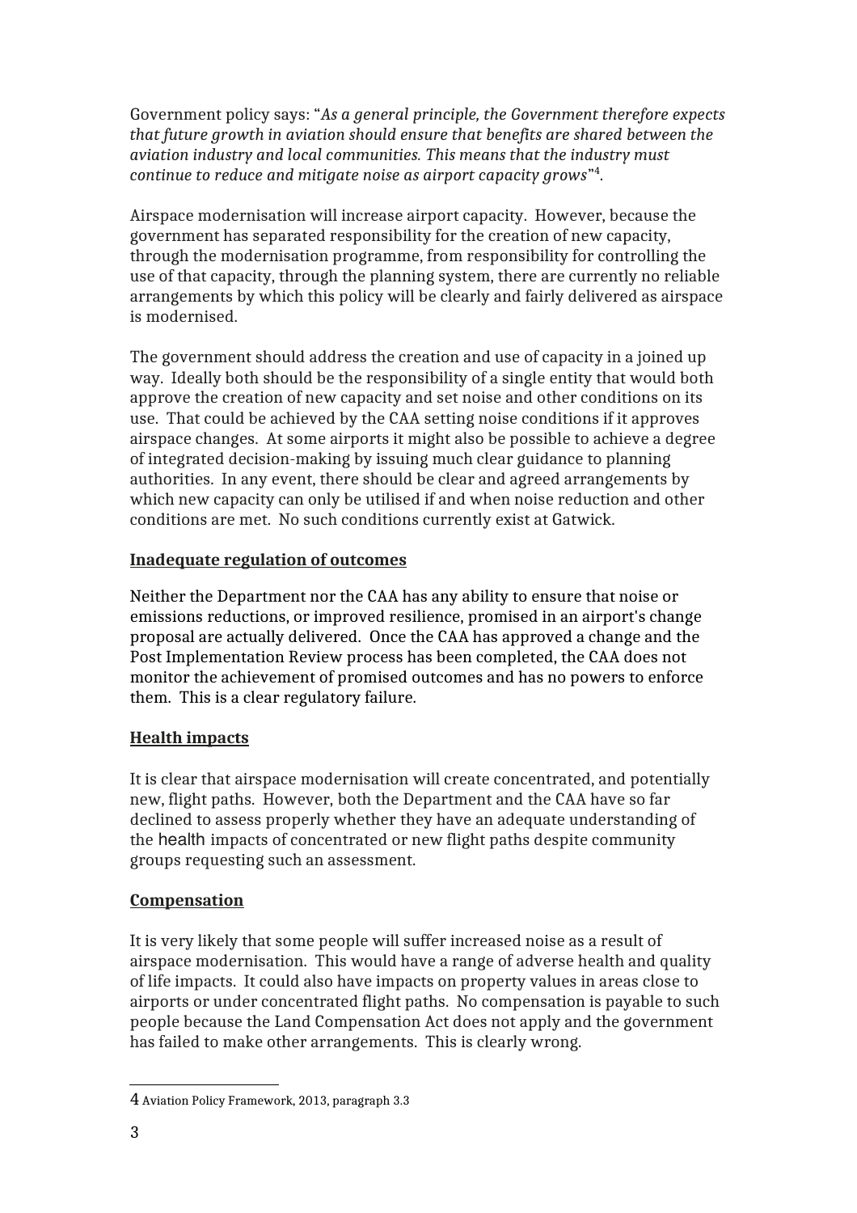Government policy says: "*As a general principle, the Government therefore expects that future growth in aviation should ensure that benefits are shared between the aviation industry and local communities. This means that the industry must continue to reduce and mitigate noise as airport capacity grows*"[4].

Airspace modernisation will increase airport capacity. However, because the government has separated responsibility for the creation of new capacity, through the modernisation programme, from responsibility for controlling the use of that capacity, through the planning system, there are currently no reliable arrangements by which this policy will be clearly and fairly delivered as airspace is modernised.

The government should address the creation and use of capacity in a joined up way. Ideally both should be the responsibility of a single entity that would both approve the creation of new capacity and set noise and other conditions on its use. That could be achieved by the CAA setting noise conditions if it approves airspace changes. At some airports it might also be possible to achieve a degree of integrated decision-making by issuing much clear guidance to planning authorities. In any event, there should be clear and agreed arrangements by which new capacity can only be utilised if and when noise reduction and other conditions are met. No such conditions currently exist at Gatwick.

**Inadequate regulation of outcomes**

Neither the Department nor the CAA has any ability to ensure that noise or emissions reductions, or improved resilience, promised in an airport's change proposal are actually delivered. Once the CAA has approved a change and the Post Implementation Review process has been completed, the CAA does not monitor the achievement of promised outcomes and has no powers to enforce them. This is a clear regulatory failure.

**Health impacts**

It is clear that airspace modernisation will create concentrated, and potentially new, flight paths. However, both the Department and the CAA have so far declined to assess properly whether they have an adequate understanding of the health impacts of concentrated or new flight paths despite community groups requesting such an assessment.

**Compensation**

It is very likely that some people will suffer increased noise as a result of airspace modernisation. This would have a range of adverse health and quality of life impacts. It could also have impacts on property values in areas close to airports or under concentrated flight paths. No compensation is payable to such people because the Land Compensation Act does not apply and the government has failed to make other arrangements. This is clearly wrong.

---

4 Aviation Policy Framework, 2013, paragraph 3.3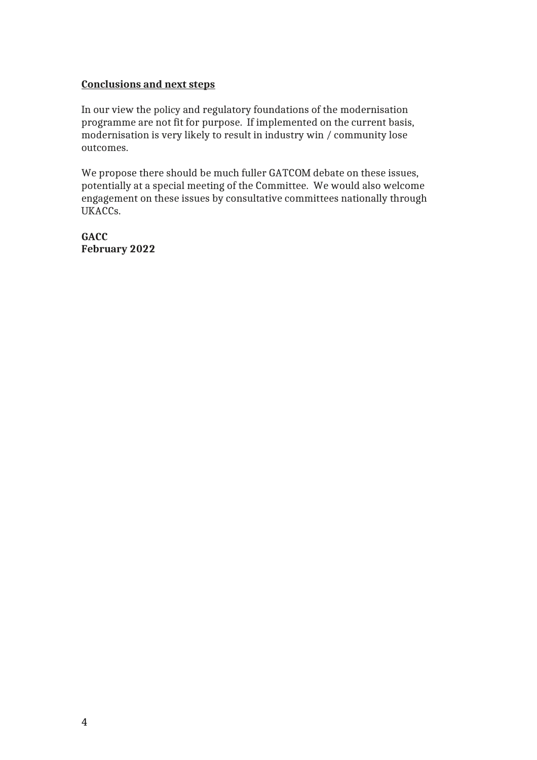**Conclusions and next steps**

In our view the policy and regulatory foundations of the modernisation programme are not fit for purpose. If implemented on the current basis, modernisation is very likely to result in industry win / community lose outcomes.

We propose there should be much fuller GATCOM debate on these issues, potentially at a special meeting of the Committee. We would also welcome engagement on these issues by consultative committees nationally through UKACCs.

**GACC**
**February 2022**